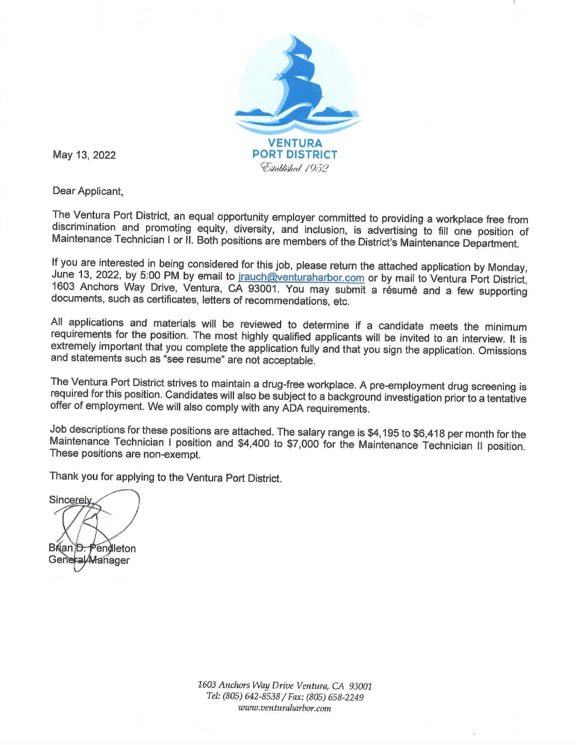**VENTURA PORT DISTRICT**
*Established 1952*

May 13, 2022

Dear Applicant,

The Ventura Port District, an equal opportunity employer committed to providing a workplace free from discrimination and promoting equity, diversity, and inclusion, is advertising to fill one position of Maintenance Technician I or II. Both positions are members of the District's Maintenance Department.

If you are interested in being considered for this job, please return the attached application by Monday, June 13, 2022, by 5:00 PM by email to jrauch@venturaharbor.com or by mail to Ventura Port District, 1603 Anchors Way Drive, Ventura, CA 93001. You may submit a résumé and a few supporting documents, such as certificates, letters of recommendations, etc.

All applications and materials will be reviewed to determine if a candidate meets the minimum requirements for the position. The most highly qualified applicants will be invited to an interview. It is extremely important that you complete the application fully and that you sign the application. Omissions and statements such as "see resume" are not acceptable.

The Ventura Port District strives to maintain a drug-free workplace. A pre-employment drug screening is required for this position. Candidates will also be subject to a background investigation prior to a tentative offer of employment. We will also comply with any ADA requirements.

Job descriptions for these positions are attached. The salary range is $4,195 to $6,418 per month for the Maintenance Technician I position and $4,400 to $7,000 for the Maintenance Technician II position. These positions are non-exempt.

Thank you for applying to the Ventura Port District.

Sincerely,

Brian D. Pendleton
General Manager

*1603 Anchors Way Drive Ventura, CA 93001*
*Tel: (805) 642-8538 / Fax: (805) 658-2249*
*www.venturaharbor.com*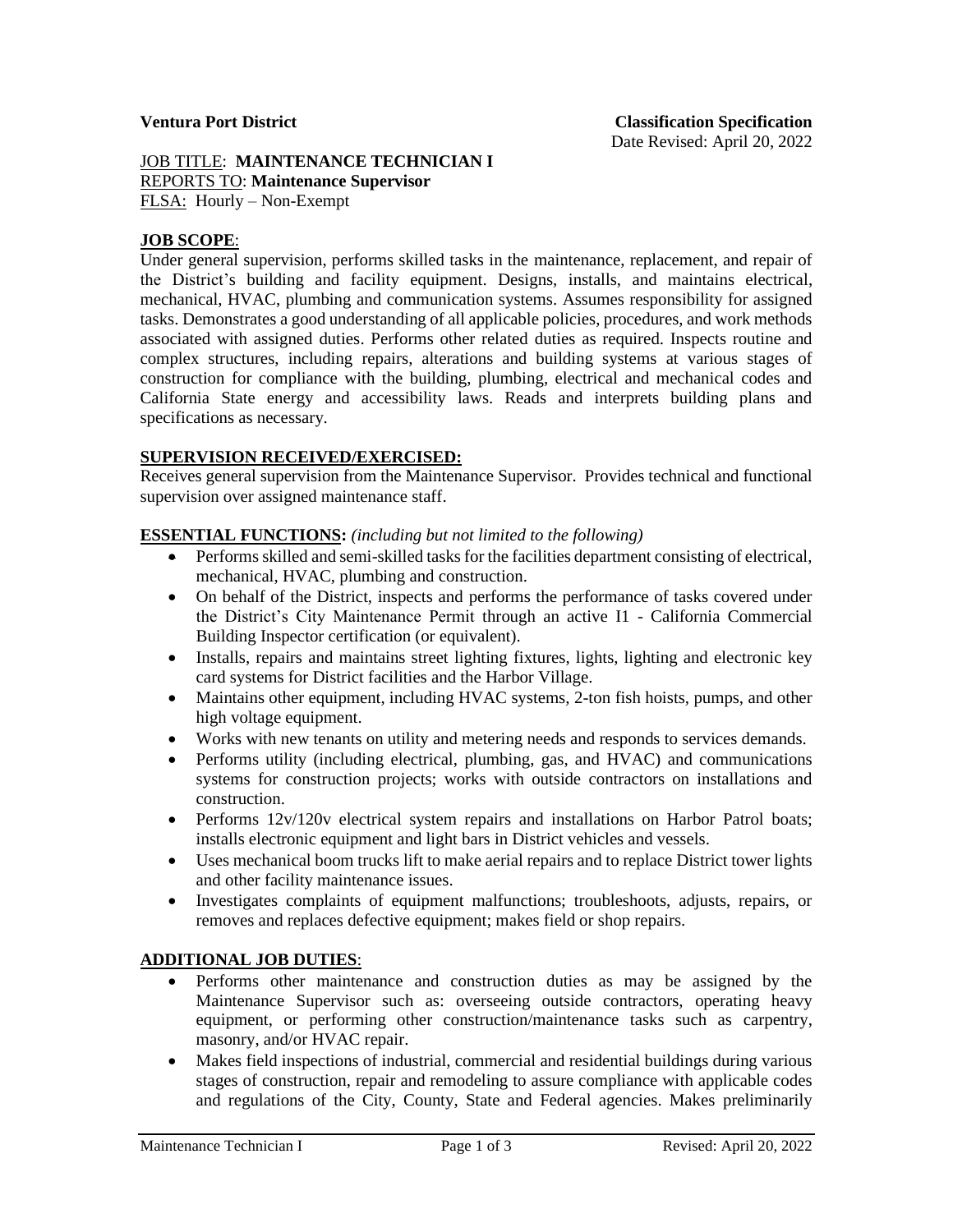**Ventura Port District** **Classification Specification**
Date Revised: April 20, 2022

JOB TITLE: **MAINTENANCE TECHNICIAN I**
REPORTS TO: **Maintenance Supervisor**
FLSA: Hourly – Non-Exempt

## JOB SCOPE:

Under general supervision, performs skilled tasks in the maintenance, replacement, and repair of the District's building and facility equipment. Designs, installs, and maintains electrical, mechanical, HVAC, plumbing and communication systems. Assumes responsibility for assigned tasks. Demonstrates a good understanding of all applicable policies, procedures, and work methods associated with assigned duties. Performs other related duties as required. Inspects routine and complex structures, including repairs, alterations and building systems at various stages of construction for compliance with the building, plumbing, electrical and mechanical codes and California State energy and accessibility laws. Reads and interprets building plans and specifications as necessary.

## SUPERVISION RECEIVED/EXERCISED:

Receives general supervision from the Maintenance Supervisor. Provides technical and functional supervision over assigned maintenance staff.

## ESSENTIAL FUNCTIONS: *(including but not limited to the following)*

- Performs skilled and semi-skilled tasks for the facilities department consisting of electrical, mechanical, HVAC, plumbing and construction.
- On behalf of the District, inspects and performs the performance of tasks covered under the District's City Maintenance Permit through an active I1 - California Commercial Building Inspector certification (or equivalent).
- Installs, repairs and maintains street lighting fixtures, lights, lighting and electronic key card systems for District facilities and the Harbor Village.
- Maintains other equipment, including HVAC systems, 2-ton fish hoists, pumps, and other high voltage equipment.
- Works with new tenants on utility and metering needs and responds to services demands.
- Performs utility (including electrical, plumbing, gas, and HVAC) and communications systems for construction projects; works with outside contractors on installations and construction.
- Performs 12v/120v electrical system repairs and installations on Harbor Patrol boats; installs electronic equipment and light bars in District vehicles and vessels.
- Uses mechanical boom trucks lift to make aerial repairs and to replace District tower lights and other facility maintenance issues.
- Investigates complaints of equipment malfunctions; troubleshoots, adjusts, repairs, or removes and replaces defective equipment; makes field or shop repairs.

## ADDITIONAL JOB DUTIES:

- Performs other maintenance and construction duties as may be assigned by the Maintenance Supervisor such as: overseeing outside contractors, operating heavy equipment, or performing other construction/maintenance tasks such as carpentry, masonry, and/or HVAC repair.
- Makes field inspections of industrial, commercial and residential buildings during various stages of construction, repair and remodeling to assure compliance with applicable codes and regulations of the City, County, State and Federal agencies. Makes preliminarily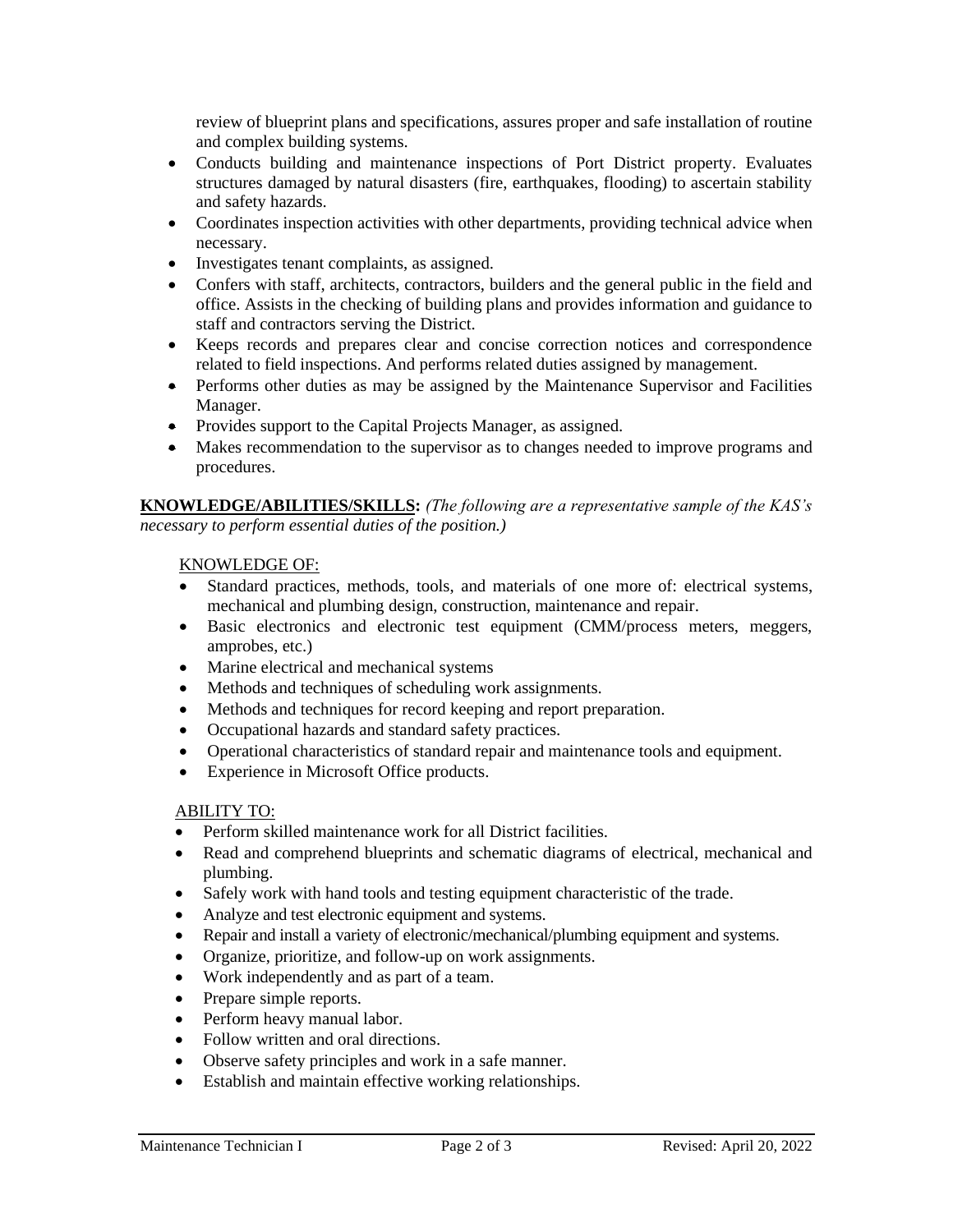review of blueprint plans and specifications, assures proper and safe installation of routine and complex building systems.

- Conducts building and maintenance inspections of Port District property. Evaluates structures damaged by natural disasters (fire, earthquakes, flooding) to ascertain stability and safety hazards.
- Coordinates inspection activities with other departments, providing technical advice when necessary.
- Investigates tenant complaints, as assigned.
- Confers with staff, architects, contractors, builders and the general public in the field and office. Assists in the checking of building plans and provides information and guidance to staff and contractors serving the District.
- Keeps records and prepares clear and concise correction notices and correspondence related to field inspections. And performs related duties assigned by management.
- Performs other duties as may be assigned by the Maintenance Supervisor and Facilities Manager.
- Provides support to the Capital Projects Manager, as assigned.
- Makes recommendation to the supervisor as to changes needed to improve programs and procedures.

**KNOWLEDGE/ABILITIES/SKILLS:** *(The following are a representative sample of the KAS's necessary to perform essential duties of the position.)*

KNOWLEDGE OF:

- Standard practices, methods, tools, and materials of one more of: electrical systems, mechanical and plumbing design, construction, maintenance and repair.
- Basic electronics and electronic test equipment (CMM/process meters, meggers, amprobes, etc.)
- Marine electrical and mechanical systems
- Methods and techniques of scheduling work assignments.
- Methods and techniques for record keeping and report preparation.
- Occupational hazards and standard safety practices.
- Operational characteristics of standard repair and maintenance tools and equipment.
- Experience in Microsoft Office products.

ABILITY TO:

- Perform skilled maintenance work for all District facilities.
- Read and comprehend blueprints and schematic diagrams of electrical, mechanical and plumbing.
- Safely work with hand tools and testing equipment characteristic of the trade.
- Analyze and test electronic equipment and systems.
- Repair and install a variety of electronic/mechanical/plumbing equipment and systems.
- Organize, prioritize, and follow-up on work assignments.
- Work independently and as part of a team.
- Prepare simple reports.
- Perform heavy manual labor.
- Follow written and oral directions.
- Observe safety principles and work in a safe manner.
- Establish and maintain effective working relationships.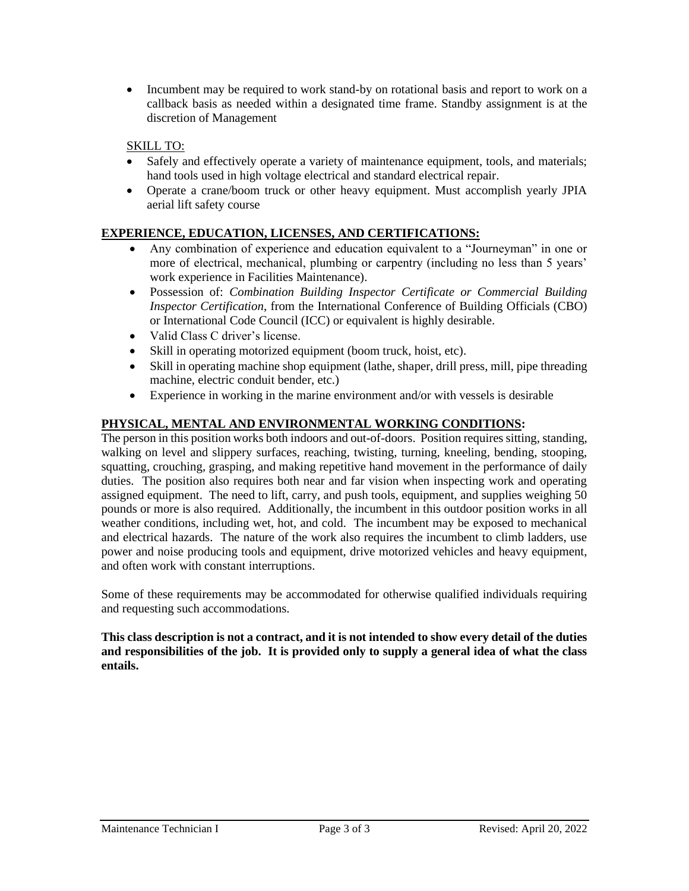- Incumbent may be required to work stand-by on rotational basis and report to work on a callback basis as needed within a designated time frame. Standby assignment is at the discretion of Management

SKILL TO:

- Safely and effectively operate a variety of maintenance equipment, tools, and materials; hand tools used in high voltage electrical and standard electrical repair.
- Operate a crane/boom truck or other heavy equipment. Must accomplish yearly JPIA aerial lift safety course

## EXPERIENCE, EDUCATION, LICENSES, AND CERTIFICATIONS:

- Any combination of experience and education equivalent to a "Journeyman" in one or more of electrical, mechanical, plumbing or carpentry (including no less than 5 years' work experience in Facilities Maintenance).
- Possession of: *Combination Building Inspector Certificate or Commercial Building Inspector Certification*, from the International Conference of Building Officials (CBO) or International Code Council (ICC) or equivalent is highly desirable.
- Valid Class C driver's license.
- Skill in operating motorized equipment (boom truck, hoist, etc).
- Skill in operating machine shop equipment (lathe, shaper, drill press, mill, pipe threading machine, electric conduit bender, etc.)
- Experience in working in the marine environment and/or with vessels is desirable

## PHYSICAL, MENTAL AND ENVIRONMENTAL WORKING CONDITIONS:

The person in this position works both indoors and out-of-doors. Position requires sitting, standing, walking on level and slippery surfaces, reaching, twisting, turning, kneeling, bending, stooping, squatting, crouching, grasping, and making repetitive hand movement in the performance of daily duties. The position also requires both near and far vision when inspecting work and operating assigned equipment. The need to lift, carry, and push tools, equipment, and supplies weighing 50 pounds or more is also required. Additionally, the incumbent in this outdoor position works in all weather conditions, including wet, hot, and cold. The incumbent may be exposed to mechanical and electrical hazards. The nature of the work also requires the incumbent to climb ladders, use power and noise producing tools and equipment, drive motorized vehicles and heavy equipment, and often work with constant interruptions.

Some of these requirements may be accommodated for otherwise qualified individuals requiring and requesting such accommodations.

**This class description is not a contract, and it is not intended to show every detail of the duties and responsibilities of the job. It is provided only to supply a general idea of what the class entails.**